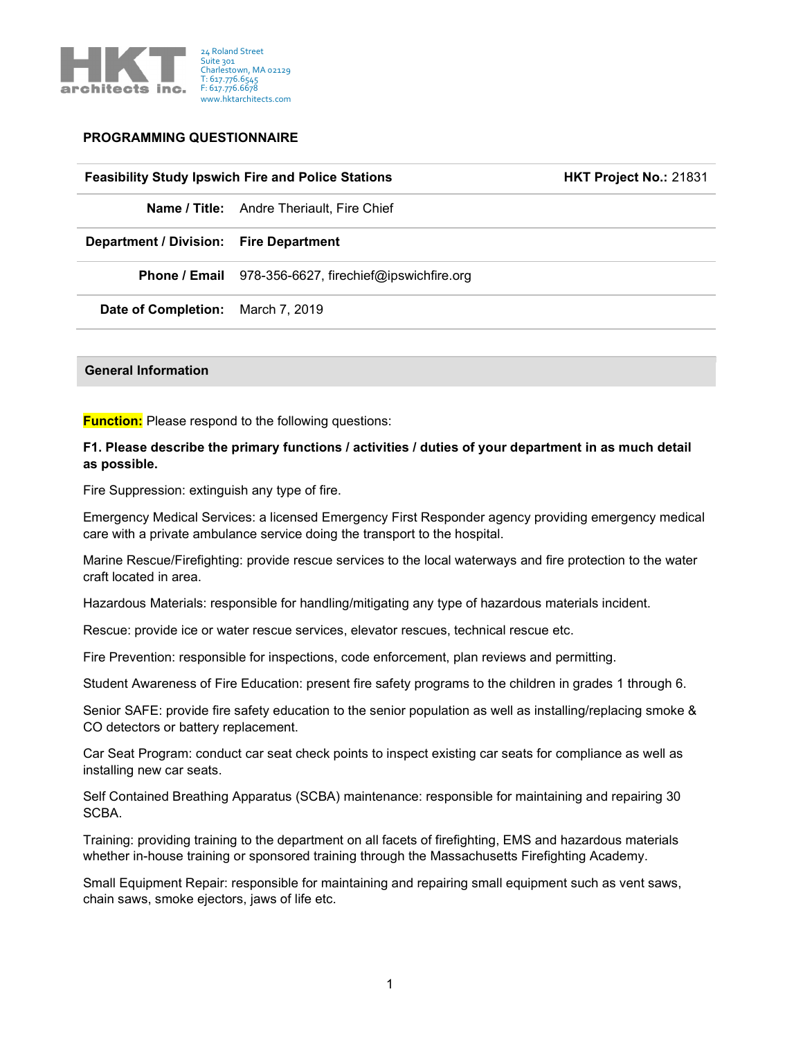HKT architects inc.

24 Roland Street
Suite 301
Charlestown, MA 02129
T: 617.776.6545
F: 617.776.6678
www.hktarchitects.com

## PROGRAMMING QUESTIONNAIRE

| Feasibility Study Ipswich Fire and Police Stations | | HKT Project No.: 21831 |
|---|---|---|
| Name / Title: | Andre Theriault, Fire Chief | |
| Department / Division: | Fire Department | |
| Phone / Email | 978-356-6627, firechief@ipswichfire.org | |
| Date of Completion: | March 7, 2019 | |

## General Information

**Function:** Please respond to the following questions:

**F1. Please describe the primary functions / activities / duties of your department in as much detail as possible.**

Fire Suppression: extinguish any type of fire.

Emergency Medical Services: a licensed Emergency First Responder agency providing emergency medical care with a private ambulance service doing the transport to the hospital.

Marine Rescue/Firefighting: provide rescue services to the local waterways and fire protection to the water craft located in area.

Hazardous Materials: responsible for handling/mitigating any type of hazardous materials incident.

Rescue: provide ice or water rescue services, elevator rescues, technical rescue etc.

Fire Prevention: responsible for inspections, code enforcement, plan reviews and permitting.

Student Awareness of Fire Education: present fire safety programs to the children in grades 1 through 6.

Senior SAFE: provide fire safety education to the senior population as well as installing/replacing smoke & CO detectors or battery replacement.

Car Seat Program: conduct car seat check points to inspect existing car seats for compliance as well as installing new car seats.

Self Contained Breathing Apparatus (SCBA) maintenance: responsible for maintaining and repairing 30 SCBA.

Training: providing training to the department on all facets of firefighting, EMS and hazardous materials whether in-house training or sponsored training through the Massachusetts Firefighting Academy.

Small Equipment Repair: responsible for maintaining and repairing small equipment such as vent saws, chain saws, smoke ejectors, jaws of life etc.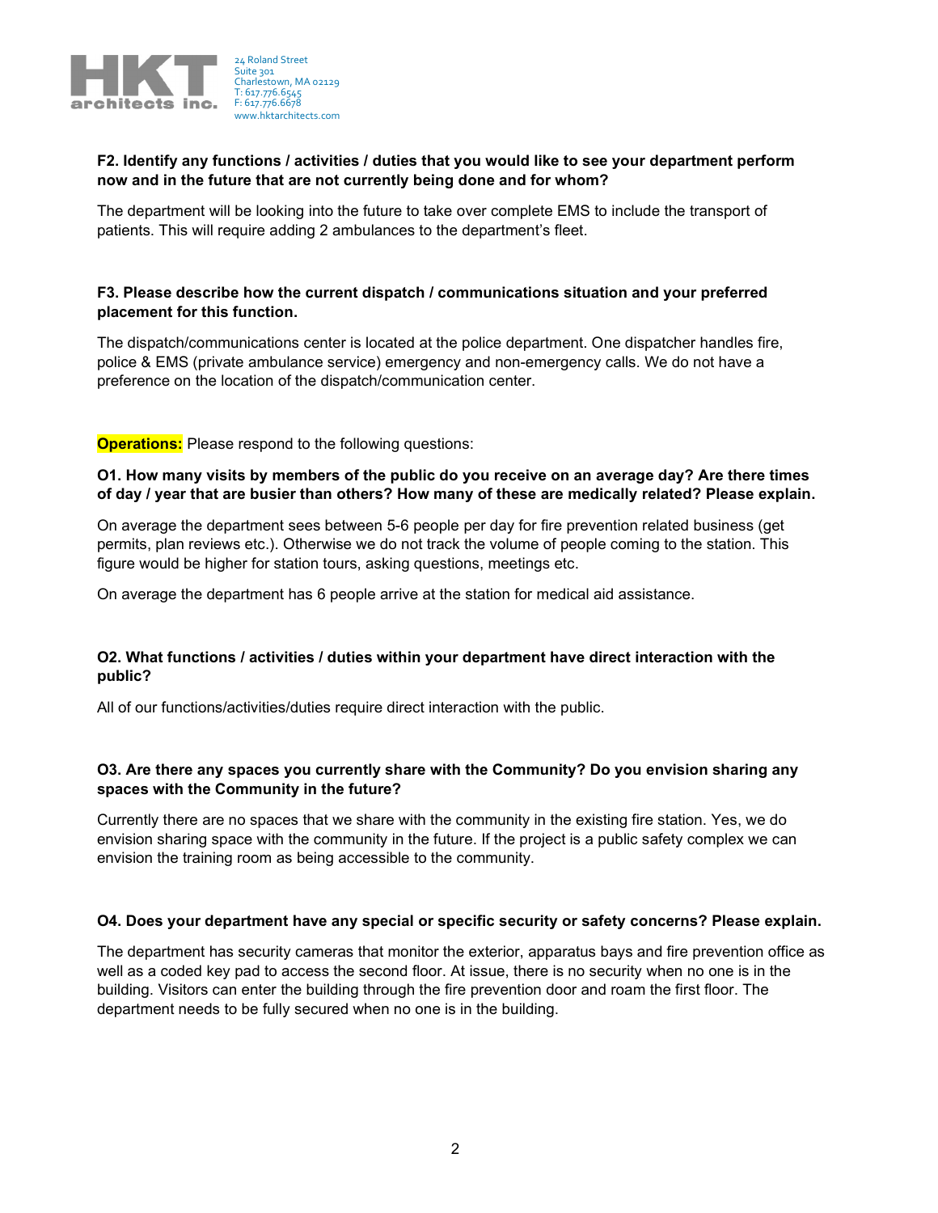**F2. Identify any functions / activities / duties that you would like to see your department perform now and in the future that are not currently being done and for whom?**

The department will be looking into the future to take over complete EMS to include the transport of patients. This will require adding 2 ambulances to the department's fleet.

**F3. Please describe how the current dispatch / communications situation and your preferred placement for this function.**

The dispatch/communications center is located at the police department. One dispatcher handles fire, police & EMS (private ambulance service) emergency and non-emergency calls. We do not have a preference on the location of the dispatch/communication center.

**Operations:** Please respond to the following questions:

**O1. How many visits by members of the public do you receive on an average day? Are there times of day / year that are busier than others? How many of these are medically related? Please explain.**

On average the department sees between 5-6 people per day for fire prevention related business (get permits, plan reviews etc.). Otherwise we do not track the volume of people coming to the station. This figure would be higher for station tours, asking questions, meetings etc.

On average the department has 6 people arrive at the station for medical aid assistance.

**O2. What functions / activities / duties within your department have direct interaction with the public?**

All of our functions/activities/duties require direct interaction with the public.

**O3. Are there any spaces you currently share with the Community? Do you envision sharing any spaces with the Community in the future?**

Currently there are no spaces that we share with the community in the existing fire station. Yes, we do envision sharing space with the community in the future. If the project is a public safety complex we can envision the training room as being accessible to the community.

**O4. Does your department have any special or specific security or safety concerns? Please explain.**

The department has security cameras that monitor the exterior, apparatus bays and fire prevention office as well as a coded key pad to access the second floor. At issue, there is no security when no one is in the building. Visitors can enter the building through the fire prevention door and roam the first floor. The department needs to be fully secured when no one is in the building.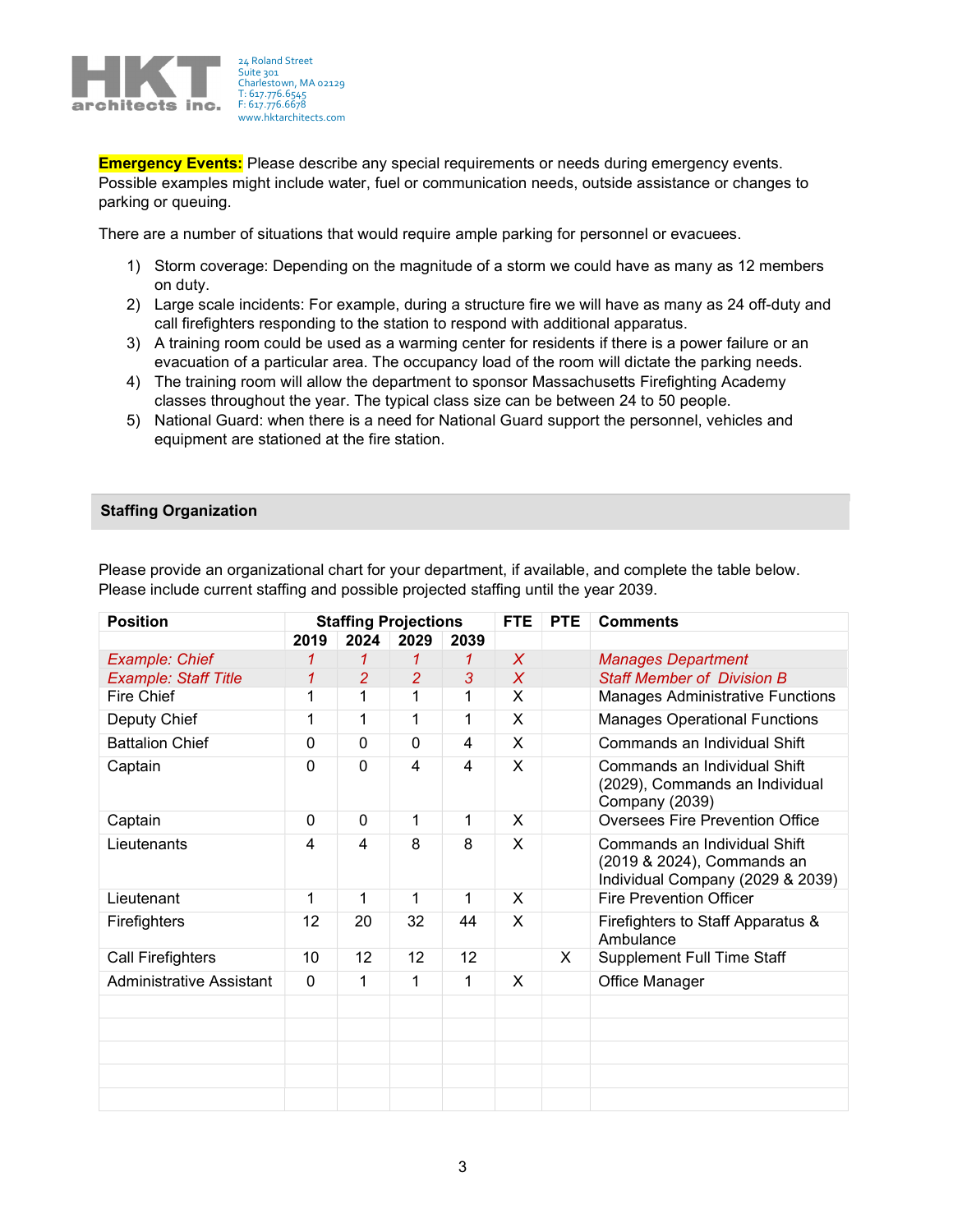**Emergency Events:** Please describe any special requirements or needs during emergency events. Possible examples might include water, fuel or communication needs, outside assistance or changes to parking or queuing.

There are a number of situations that would require ample parking for personnel or evacuees.

1) Storm coverage: Depending on the magnitude of a storm we could have as many as 12 members on duty.
2) Large scale incidents: For example, during a structure fire we will have as many as 24 off-duty and call firefighters responding to the station to respond with additional apparatus.
3) A training room could be used as a warming center for residents if there is a power failure or an evacuation of a particular area. The occupancy load of the room will dictate the parking needs.
4) The training room will allow the department to sponsor Massachusetts Firefighting Academy classes throughout the year. The typical class size can be between 24 to 50 people.
5) National Guard: when there is a need for National Guard support the personnel, vehicles and equipment are stationed at the fire station.

## Staffing Organization

Please provide an organizational chart for your department, if available, and complete the table below. Please include current staffing and possible projected staffing until the year 2039.

| Position | Staffing Projections | | | | FTE | PTE | Comments |
|---|---|---|---|---|---|---|---|
| | 2019 | 2024 | 2029 | 2039 | | | |
| *Example: Chief* | *1* | *1* | *1* | *1* | *X* | | *Manages Department* |
| *Example: Staff Title* | *1* | *2* | *2* | *3* | *X* | | *Staff Member of Division B* |
| Fire Chief | 1 | 1 | 1 | 1 | X | | Manages Administrative Functions |
| Deputy Chief | 1 | 1 | 1 | 1 | X | | Manages Operational Functions |
| Battalion Chief | 0 | 0 | 0 | 4 | X | | Commands an Individual Shift |
| Captain | 0 | 0 | 4 | 4 | X | | Commands an Individual Shift (2029), Commands an Individual Company (2039) |
| Captain | 0 | 0 | 1 | 1 | X | | Oversees Fire Prevention Office |
| Lieutenants | 4 | 4 | 8 | 8 | X | | Commands an Individual Shift (2019 & 2024), Commands an Individual Company (2029 & 2039) |
| Lieutenant | 1 | 1 | 1 | 1 | X | | Fire Prevention Officer |
| Firefighters | 12 | 20 | 32 | 44 | X | | Firefighters to Staff Apparatus & Ambulance |
| Call Firefighters | 10 | 12 | 12 | 12 | | X | Supplement Full Time Staff |
| Administrative Assistant | 0 | 1 | 1 | 1 | X | | Office Manager |
| | | | | | | | |
| | | | | | | | |
| | | | | | | | |
| | | | | | | | |
| | | | | | | | |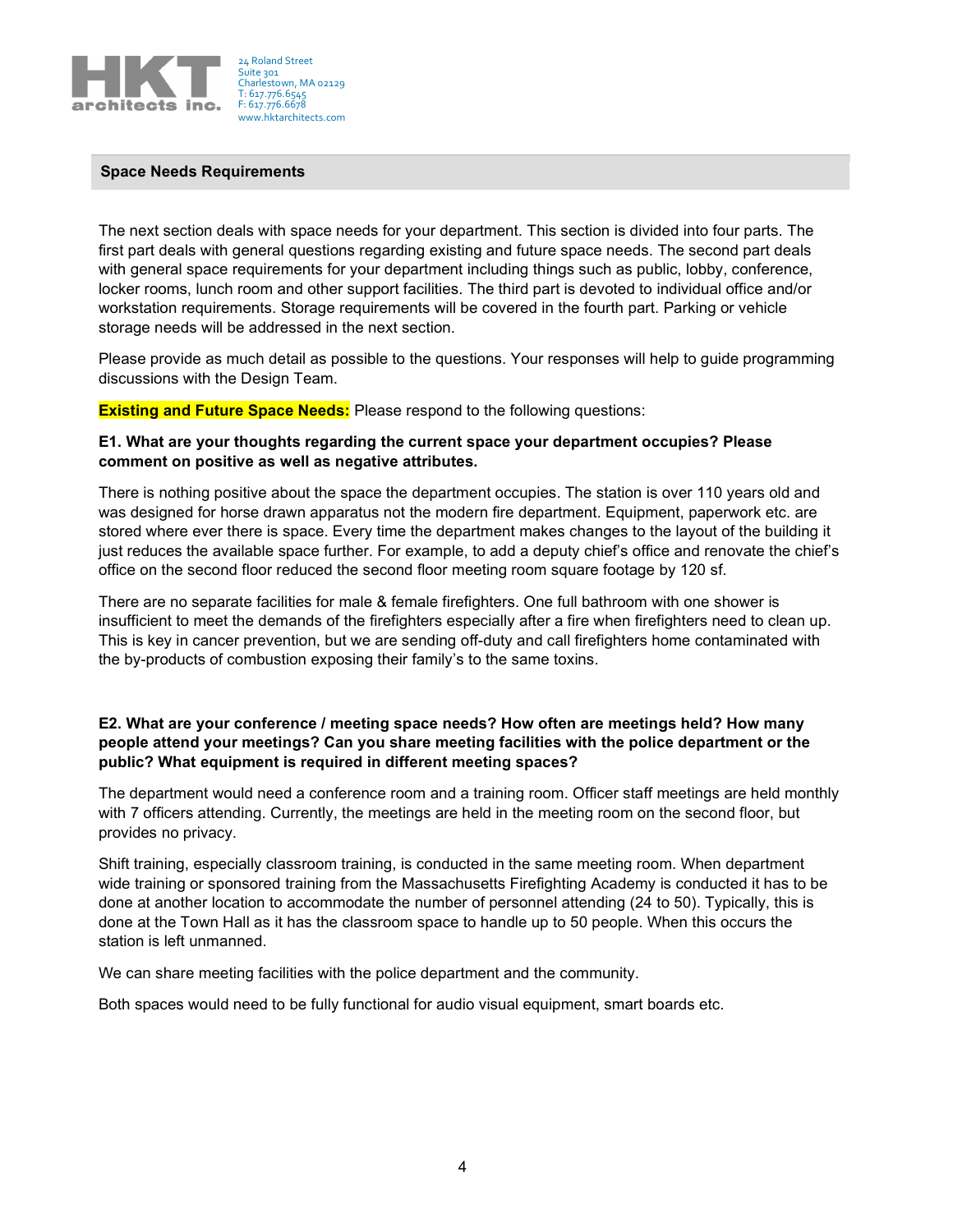## Space Needs Requirements

The next section deals with space needs for your department. This section is divided into four parts. The first part deals with general questions regarding existing and future space needs. The second part deals with general space requirements for your department including things such as public, lobby, conference, locker rooms, lunch room and other support facilities. The third part is devoted to individual office and/or workstation requirements. Storage requirements will be covered in the fourth part. Parking or vehicle storage needs will be addressed in the next section.

Please provide as much detail as possible to the questions. Your responses will help to guide programming discussions with the Design Team.

**Existing and Future Space Needs:** Please respond to the following questions:

**E1. What are your thoughts regarding the current space your department occupies? Please comment on positive as well as negative attributes.**

There is nothing positive about the space the department occupies. The station is over 110 years old and was designed for horse drawn apparatus not the modern fire department. Equipment, paperwork etc. are stored where ever there is space. Every time the department makes changes to the layout of the building it just reduces the available space further. For example, to add a deputy chief's office and renovate the chief's office on the second floor reduced the second floor meeting room square footage by 120 sf.

There are no separate facilities for male & female firefighters. One full bathroom with one shower is insufficient to meet the demands of the firefighters especially after a fire when firefighters need to clean up. This is key in cancer prevention, but we are sending off-duty and call firefighters home contaminated with the by-products of combustion exposing their family's to the same toxins.

**E2. What are your conference / meeting space needs? How often are meetings held? How many people attend your meetings? Can you share meeting facilities with the police department or the public? What equipment is required in different meeting spaces?**

The department would need a conference room and a training room. Officer staff meetings are held monthly with 7 officers attending. Currently, the meetings are held in the meeting room on the second floor, but provides no privacy.

Shift training, especially classroom training, is conducted in the same meeting room. When department wide training or sponsored training from the Massachusetts Firefighting Academy is conducted it has to be done at another location to accommodate the number of personnel attending (24 to 50). Typically, this is done at the Town Hall as it has the classroom space to handle up to 50 people. When this occurs the station is left unmanned.

We can share meeting facilities with the police department and the community.

Both spaces would need to be fully functional for audio visual equipment, smart boards etc.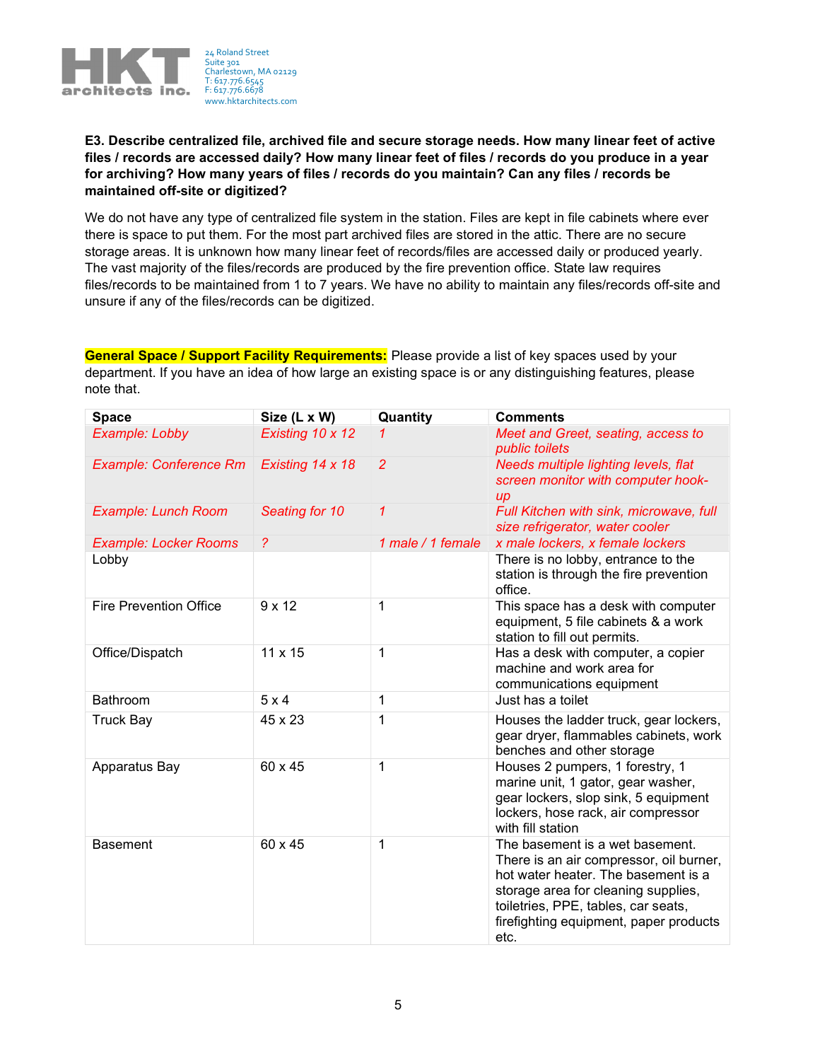**E3. Describe centralized file, archived file and secure storage needs. How many linear feet of active files / records are accessed daily? How many linear feet of files / records do you produce in a year for archiving? How many years of files / records do you maintain? Can any files / records be maintained off-site or digitized?**

We do not have any type of centralized file system in the station. Files are kept in file cabinets where ever there is space to put them. For the most part archived files are stored in the attic. There are no secure storage areas. It is unknown how many linear feet of records/files are accessed daily or produced yearly. The vast majority of the files/records are produced by the fire prevention office. State law requires files/records to be maintained from 1 to 7 years. We have no ability to maintain any files/records off-site and unsure if any of the files/records can be digitized.

**General Space / Support Facility Requirements:** Please provide a list of key spaces used by your department. If you have an idea of how large an existing space is or any distinguishing features, please note that.

| Space | Size (L x W) | Quantity | Comments |
|---|---|---|---|
| *Example: Lobby* | *Existing 10 x 12* | *1* | *Meet and Greet, seating, access to public toilets* |
| *Example: Conference Rm* | *Existing 14 x 18* | *2* | *Needs multiple lighting levels, flat screen monitor with computer hook-up* |
| *Example: Lunch Room* | *Seating for 10* | *1* | *Full Kitchen with sink, microwave, full size refrigerator, water cooler* |
| *Example: Locker Rooms* | *?* | *1 male / 1 female* | *x male lockers, x female lockers* |
| Lobby | | | There is no lobby, entrance to the station is through the fire prevention office. |
| Fire Prevention Office | 9 x 12 | 1 | This space has a desk with computer equipment, 5 file cabinets & a work station to fill out permits. |
| Office/Dispatch | 11 x 15 | 1 | Has a desk with computer, a copier machine and work area for communications equipment |
| Bathroom | 5 x 4 | 1 | Just has a toilet |
| Truck Bay | 45 x 23 | 1 | Houses the ladder truck, gear lockers, gear dryer, flammables cabinets, work benches and other storage |
| Apparatus Bay | 60 x 45 | 1 | Houses 2 pumpers, 1 forestry, 1 marine unit, 1 gator, gear washer, gear lockers, slop sink, 5 equipment lockers, hose rack, air compressor with fill station |
| Basement | 60 x 45 | 1 | The basement is a wet basement. There is an air compressor, oil burner, hot water heater. The basement is a storage area for cleaning supplies, toiletries, PPE, tables, car seats, firefighting equipment, paper products etc. |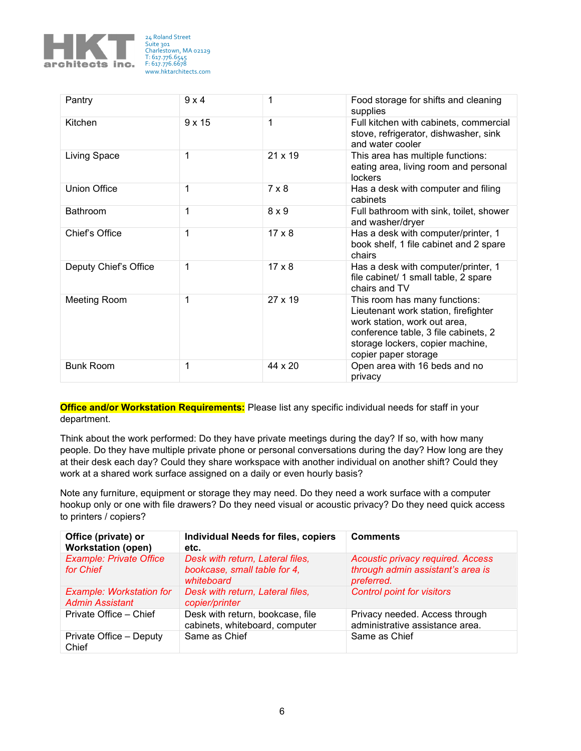| Pantry | 9 x 4 | 1 | Food storage for shifts and cleaning supplies |
|---|---|---|---|
| Kitchen | 9 x 15 | 1 | Full kitchen with cabinets, commercial stove, refrigerator, dishwasher, sink and water cooler |
| Living Space | 1 | 21 x 19 | This area has multiple functions: eating area, living room and personal lockers |
| Union Office | 1 | 7 x 8 | Has a desk with computer and filing cabinets |
| Bathroom | 1 | 8 x 9 | Full bathroom with sink, toilet, shower and washer/dryer |
| Chief's Office | 1 | 17 x 8 | Has a desk with computer/printer, 1 book shelf, 1 file cabinet and 2 spare chairs |
| Deputy Chief's Office | 1 | 17 x 8 | Has a desk with computer/printer, 1 file cabinet/ 1 small table, 2 spare chairs and TV |
| Meeting Room | 1 | 27 x 19 | This room has many functions: Lieutenant work station, firefighter work station, work out area, conference table, 3 file cabinets, 2 storage lockers, copier machine, copier paper storage |
| Bunk Room | 1 | 44 x 20 | Open area with 16 beds and no privacy |

**Office and/or Workstation Requirements:** Please list any specific individual needs for staff in your department.

Think about the work performed: Do they have private meetings during the day? If so, with how many people. Do they have multiple private phone or personal conversations during the day? How long are they at their desk each day? Could they share workspace with another individual on another shift? Could they work at a shared work surface assigned on a daily or even hourly basis?

Note any furniture, equipment or storage they may need. Do they need a work surface with a computer hookup only or one with file drawers? Do they need visual or acoustic privacy? Do they need quick access to printers / copiers?

| Office (private) or Workstation (open) | Individual Needs for files, copiers etc. | Comments |
|---|---|---|
| *Example: Private Office for Chief* | *Desk with return, Lateral files, bookcase, small table for 4, whiteboard* | *Acoustic privacy required. Access through admin assistant's area is preferred.* |
| *Example: Workstation for Admin Assistant* | *Desk with return, Lateral files, copier/printer* | *Control point for visitors* |
| Private Office – Chief | Desk with return, bookcase, file cabinets, whiteboard, computer | Privacy needed. Access through administrative assistance area. |
| Private Office – Deputy Chief | Same as Chief | Same as Chief |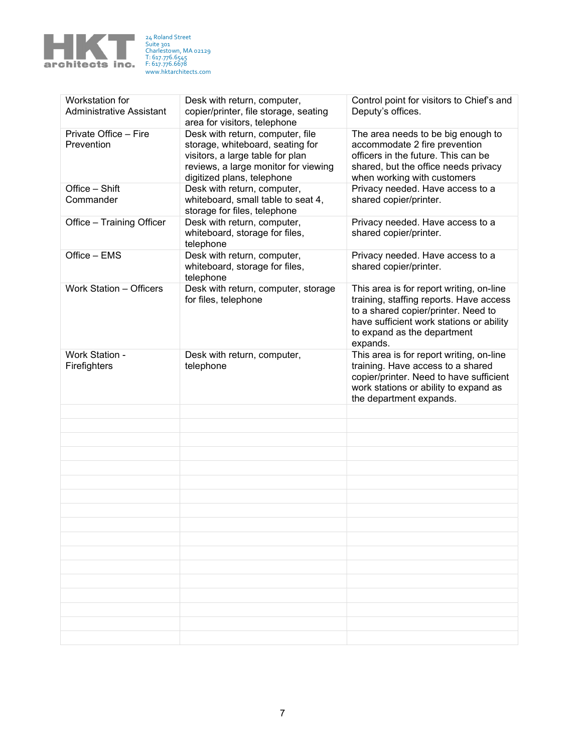| Workstation for Administrative Assistant | Desk with return, computer, copier/printer, file storage, seating area for visitors, telephone | Control point for visitors to Chief's and Deputy's offices. |
|---|---|---|
| Private Office – Fire Prevention | Desk with return, computer, file storage, whiteboard, seating for visitors, a large table for plan reviews, a large monitor for viewing digitized plans, telephone | The area needs to be big enough to accommodate 2 fire prevention officers in the future. This can be shared, but the office needs privacy when working with customers |
| Office – Shift Commander | Desk with return, computer, whiteboard, small table to seat 4, storage for files, telephone | Privacy needed. Have access to a shared copier/printer. |
| Office – Training Officer | Desk with return, computer, whiteboard, storage for files, telephone | Privacy needed. Have access to a shared copier/printer. |
| Office – EMS | Desk with return, computer, whiteboard, storage for files, telephone | Privacy needed. Have access to a shared copier/printer. |
| Work Station – Officers | Desk with return, computer, storage for files, telephone | This area is for report writing, on-line training, staffing reports. Have access to a shared copier/printer. Need to have sufficient work stations or ability to expand as the department expands. |
| Work Station - Firefighters | Desk with return, computer, telephone | This area is for report writing, on-line training. Have access to a shared copier/printer. Need to have sufficient work stations or ability to expand as the department expands. |
| | | |
| | | |
| | | |
| | | |
| | | |
| | | |
| | | |
| | | |
| | | |
| | | |
| | | |
| | | |
| | | |
| | | |
| | | |
| | | |
| | | |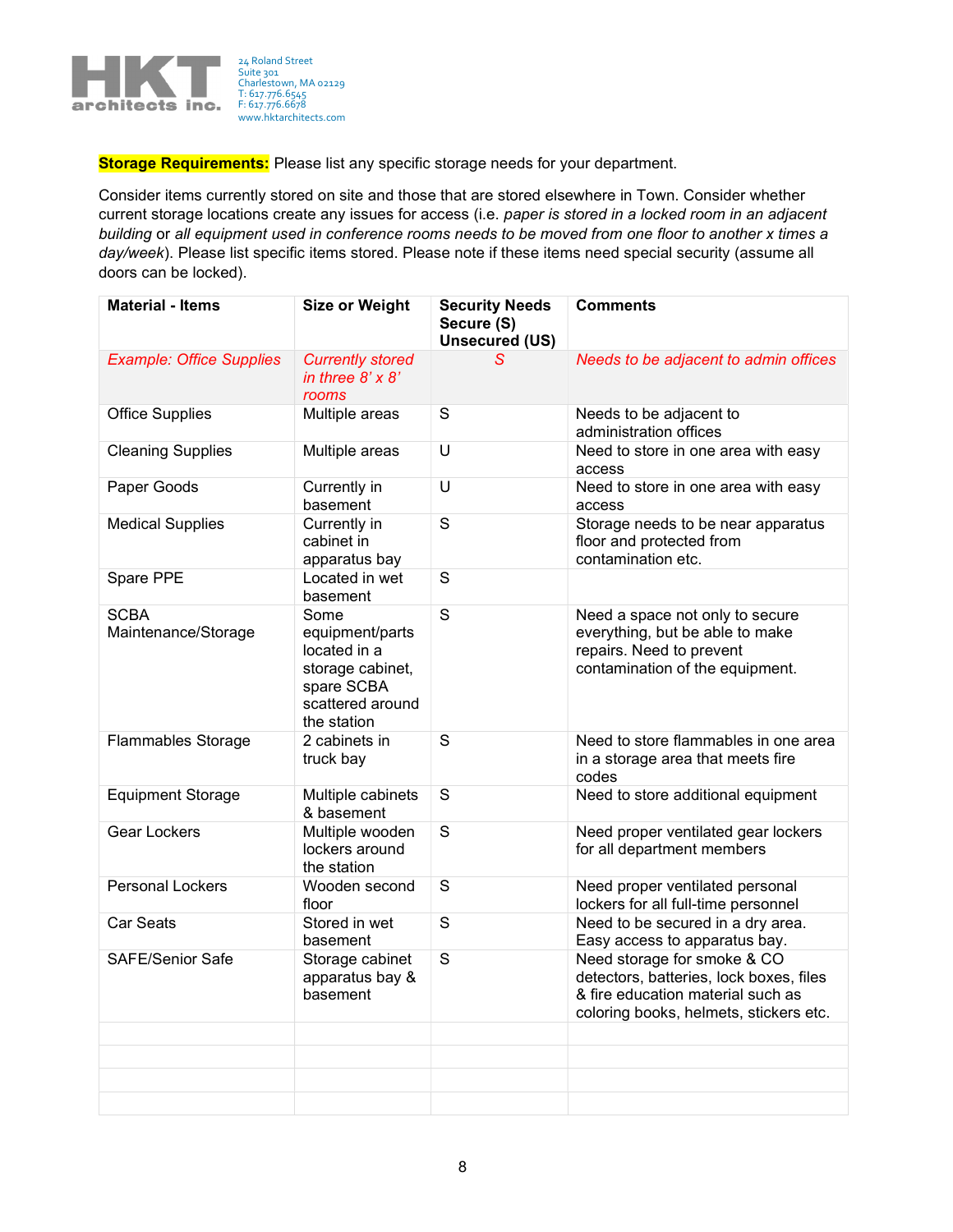**Storage Requirements:** Please list any specific storage needs for your department.

Consider items currently stored on site and those that are stored elsewhere in Town. Consider whether current storage locations create any issues for access (i.e. *paper is stored in a locked room in an adjacent building* or *all equipment used in conference rooms needs to be moved from one floor to another x times a day/week*). Please list specific items stored. Please note if these items need special security (assume all doors can be locked).

| Material - Items | Size or Weight | Security Needs Secure (S) Unsecured (US) | Comments |
|---|---|---|---|
| *Example: Office Supplies* | *Currently stored in three 8' x 8' rooms* | *S* | *Needs to be adjacent to admin offices* |
| Office Supplies | Multiple areas | S | Needs to be adjacent to administration offices |
| Cleaning Supplies | Multiple areas | U | Need to store in one area with easy access |
| Paper Goods | Currently in basement | U | Need to store in one area with easy access |
| Medical Supplies | Currently in cabinet in apparatus bay | S | Storage needs to be near apparatus floor and protected from contamination etc. |
| Spare PPE | Located in wet basement | S | |
| SCBA Maintenance/Storage | Some equipment/parts located in a storage cabinet, spare SCBA scattered around the station | S | Need a space not only to secure everything, but be able to make repairs. Need to prevent contamination of the equipment. |
| Flammables Storage | 2 cabinets in truck bay | S | Need to store flammables in one area in a storage area that meets fire codes |
| Equipment Storage | Multiple cabinets & basement | S | Need to store additional equipment |
| Gear Lockers | Multiple wooden lockers around the station | S | Need proper ventilated gear lockers for all department members |
| Personal Lockers | Wooden second floor | S | Need proper ventilated personal lockers for all full-time personnel |
| Car Seats | Stored in wet basement | S | Need to be secured in a dry area. Easy access to apparatus bay. |
| SAFE/Senior Safe | Storage cabinet apparatus bay & basement | S | Need storage for smoke & CO detectors, batteries, lock boxes, files & fire education material such as coloring books, helmets, stickers etc. |
| | | | |
| | | | |
| | | | |
| | | | |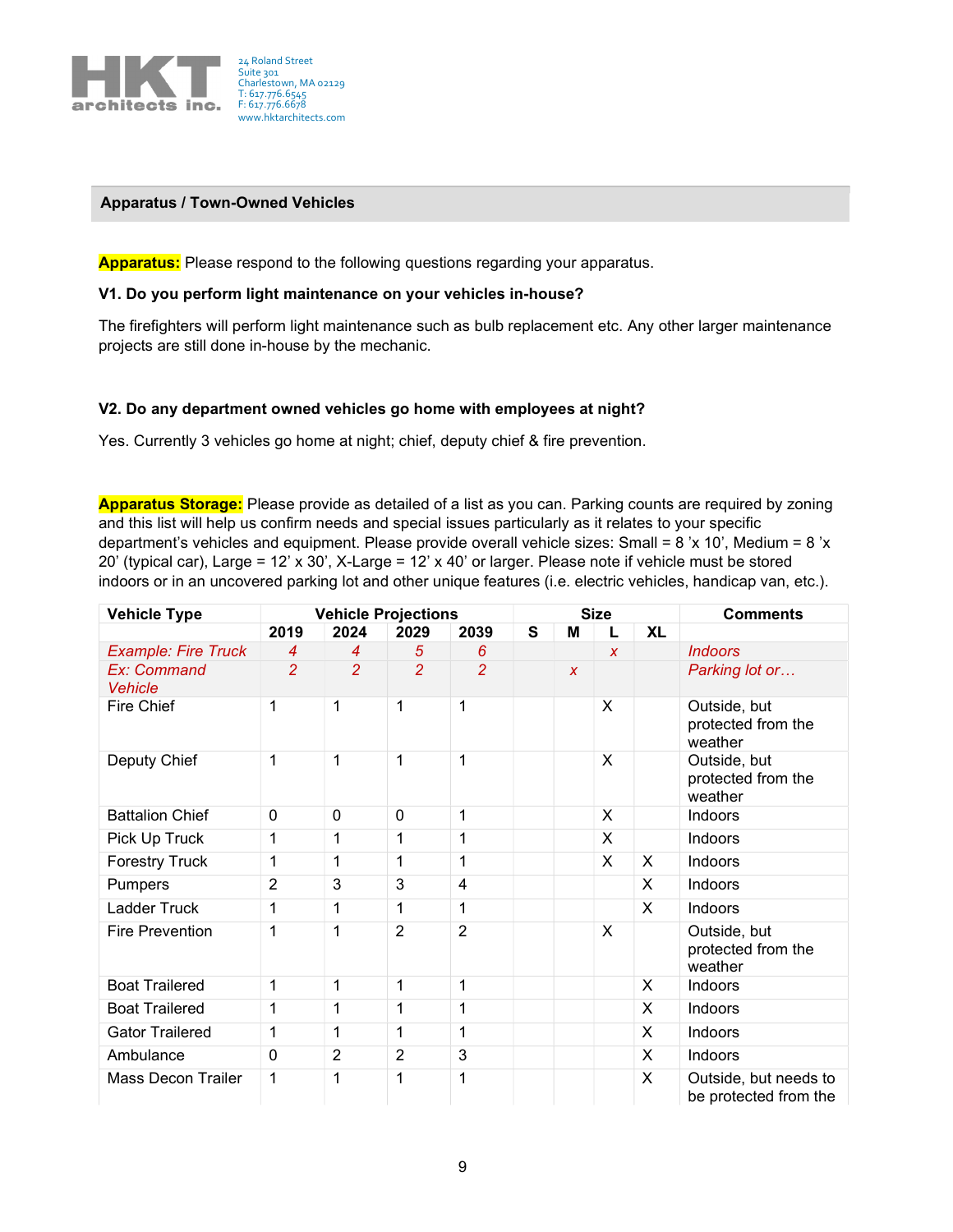## Apparatus / Town-Owned Vehicles

**Apparatus:** Please respond to the following questions regarding your apparatus.

**V1. Do you perform light maintenance on your vehicles in-house?**

The firefighters will perform light maintenance such as bulb replacement etc. Any other larger maintenance projects are still done in-house by the mechanic.

**V2. Do any department owned vehicles go home with employees at night?**

Yes. Currently 3 vehicles go home at night; chief, deputy chief & fire prevention.

**Apparatus Storage:** Please provide as detailed of a list as you can. Parking counts are required by zoning and this list will help us confirm needs and special issues particularly as it relates to your specific department's vehicles and equipment. Please provide overall vehicle sizes: Small = 8 'x 10', Medium = 8 'x 20' (typical car), Large = 12' x 30', X-Large = 12' x 40' or larger. Please note if vehicle must be stored indoors or in an uncovered parking lot and other unique features (i.e. electric vehicles, handicap van, etc.).

| Vehicle Type | Vehicle Projections | | | | Size | | | | Comments |
|---|---|---|---|---|---|---|---|---|---|
| | 2019 | 2024 | 2029 | 2039 | S | M | L | XL | |
| *Example: Fire Truck* | *4* | *4* | *5* | *6* | | | *x* | | *Indoors* |
| *Ex: Command Vehicle* | *2* | *2* | *2* | *2* | | *x* | | | *Parking lot or…* |
| Fire Chief | 1 | 1 | 1 | 1 | | | X | | Outside, but protected from the weather |
| Deputy Chief | 1 | 1 | 1 | 1 | | | X | | Outside, but protected from the weather |
| Battalion Chief | 0 | 0 | 0 | 1 | | | X | | Indoors |
| Pick Up Truck | 1 | 1 | 1 | 1 | | | X | | Indoors |
| Forestry Truck | 1 | 1 | 1 | 1 | | | X | X | Indoors |
| Pumpers | 2 | 3 | 3 | 4 | | | | X | Indoors |
| Ladder Truck | 1 | 1 | 1 | 1 | | | | X | Indoors |
| Fire Prevention | 1 | 1 | 2 | 2 | | | X | | Outside, but protected from the weather |
| Boat Trailered | 1 | 1 | 1 | 1 | | | | X | Indoors |
| Boat Trailered | 1 | 1 | 1 | 1 | | | | X | Indoors |
| Gator Trailered | 1 | 1 | 1 | 1 | | | | X | Indoors |
| Ambulance | 0 | 2 | 2 | 3 | | | | X | Indoors |
| Mass Decon Trailer | 1 | 1 | 1 | 1 | | | | X | Outside, but needs to be protected from the |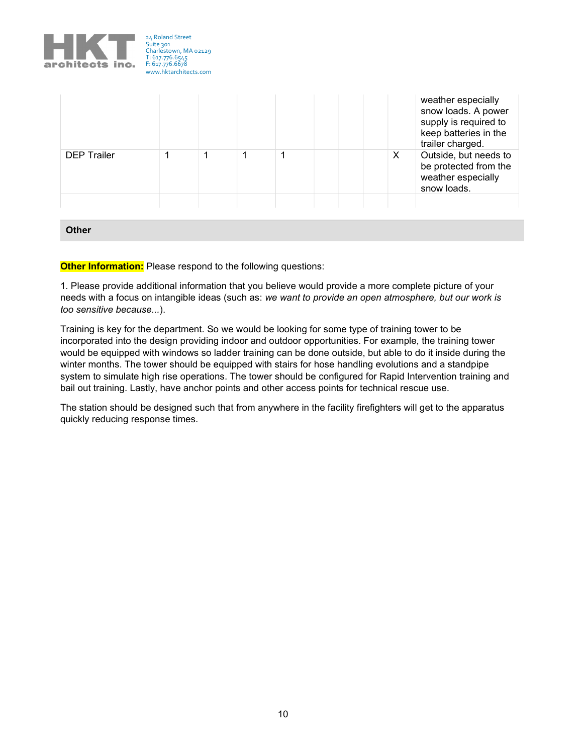| | | | | | | | | | |
|---|---|---|---|---|---|---|---|---|---|
| | | | | | | | | | weather especially snow loads. A power supply is required to keep batteries in the trailer charged. |
| DEP Trailer | 1 | 1 | 1 | 1 | | | | X | Outside, but needs to be protected from the weather especially snow loads. |
| | | | | | | | | | |

## Other

**Other Information:** Please respond to the following questions:

1. Please provide additional information that you believe would provide a more complete picture of your needs with a focus on intangible ideas (such as: *we want to provide an open atmosphere, but our work is too sensitive because...*).

Training is key for the department. So we would be looking for some type of training tower to be incorporated into the design providing indoor and outdoor opportunities. For example, the training tower would be equipped with windows so ladder training can be done outside, but able to do it inside during the winter months. The tower should be equipped with stairs for hose handling evolutions and a standpipe system to simulate high rise operations. The tower should be configured for Rapid Intervention training and bail out training. Lastly, have anchor points and other access points for technical rescue use.

The station should be designed such that from anywhere in the facility firefighters will get to the apparatus quickly reducing response times.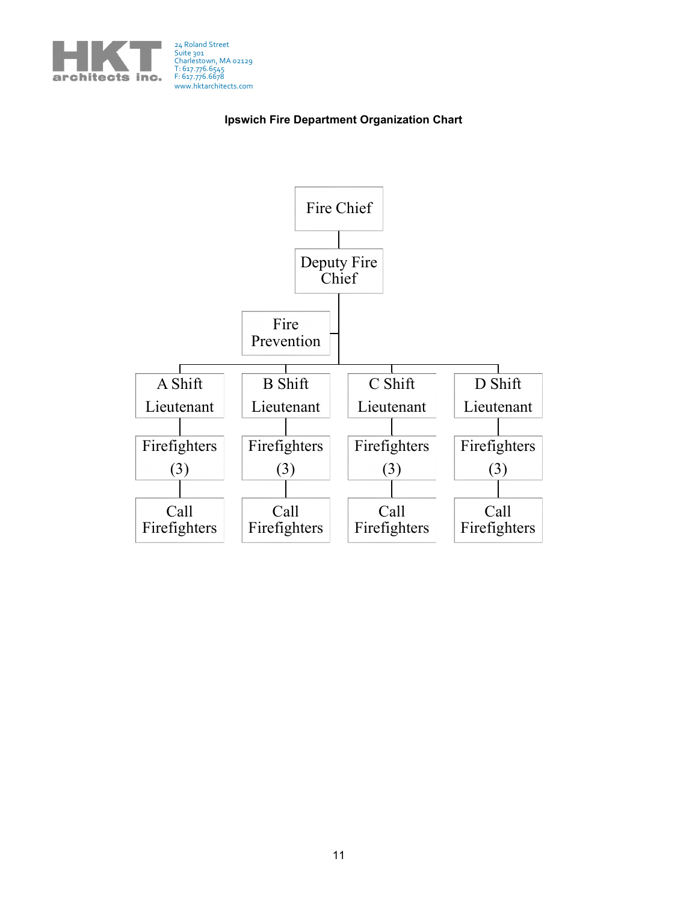24 Roland Street
Suite 301
Charlestown, MA 02129
T: 617.776.6545
F: 617.776.6678
www.hktarchitects.com

**Ipswich Fire Department Organization Chart**

Fire Chief

Deputy Fire Chief

Fire Prevention

A Shift Lieutenant

B Shift Lieutenant

C Shift Lieutenant

D Shift Lieutenant

Firefighters (3)

Firefighters (3)

Firefighters (3)

Firefighters (3)

Call Firefighters

Call Firefighters

Call Firefighters

Call Firefighters